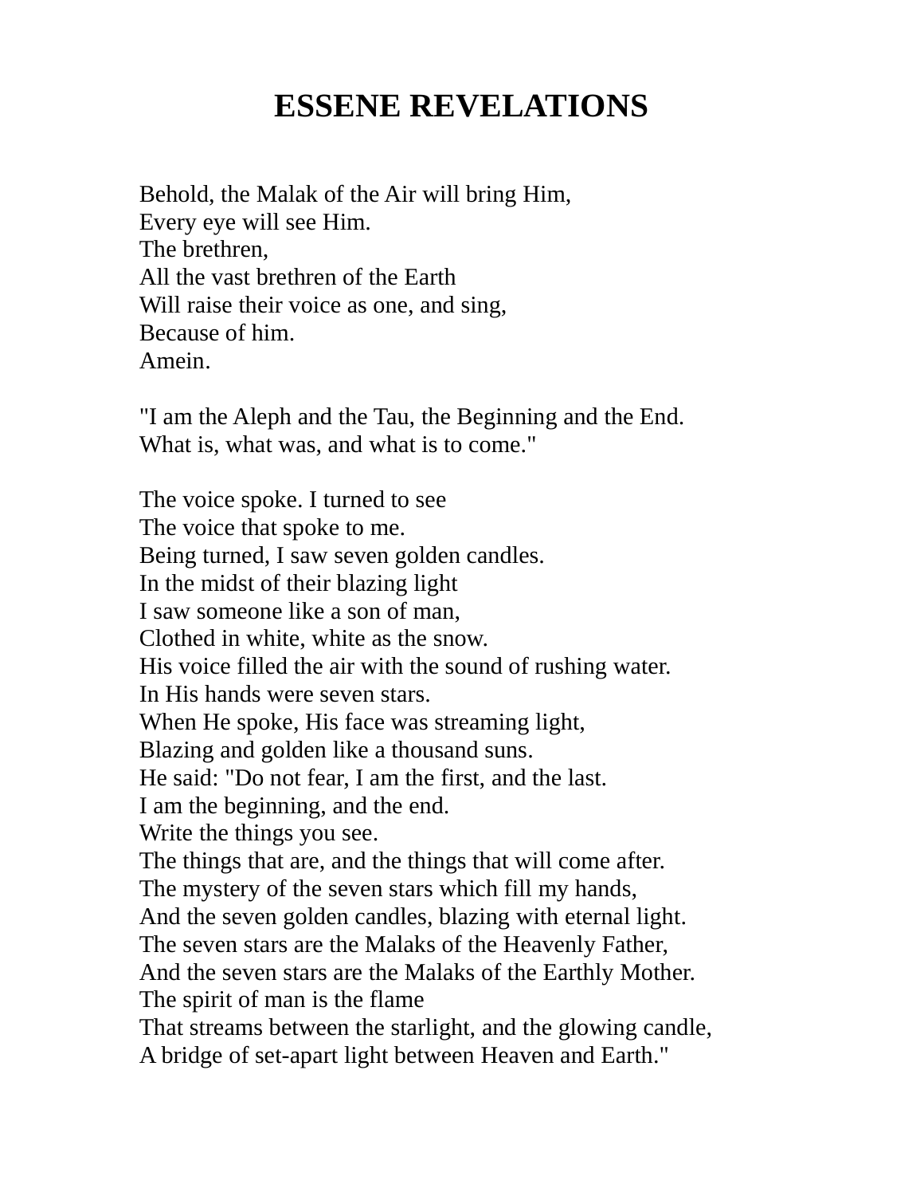# ESSENE REVELATIONS

Behold, the Malak of the Air will bring Him,
Every eye will see Him.
The brethren,
All the vast brethren of the Earth
Will raise their voice as one, and sing,
Because of him.
Amein.

"I am the Aleph and the Tau, the Beginning and the End.
What is, what was, and what is to come."

The voice spoke. I turned to see
The voice that spoke to me.
Being turned, I saw seven golden candles.
In the midst of their blazing light
I saw someone like a son of man,
Clothed in white, white as the snow.
His voice filled the air with the sound of rushing water.
In His hands were seven stars.
When He spoke, His face was streaming light,
Blazing and golden like a thousand suns.
He said: "Do not fear, I am the first, and the last.
I am the beginning, and the end.
Write the things you see.
The things that are, and the things that will come after.
The mystery of the seven stars which fill my hands,
And the seven golden candles, blazing with eternal light.
The seven stars are the Malaks of the Heavenly Father,
And the seven stars are the Malaks of the Earthly Mother.
The spirit of man is the flame
That streams between the starlight, and the glowing candle,
A bridge of set-apart light between Heaven and Earth."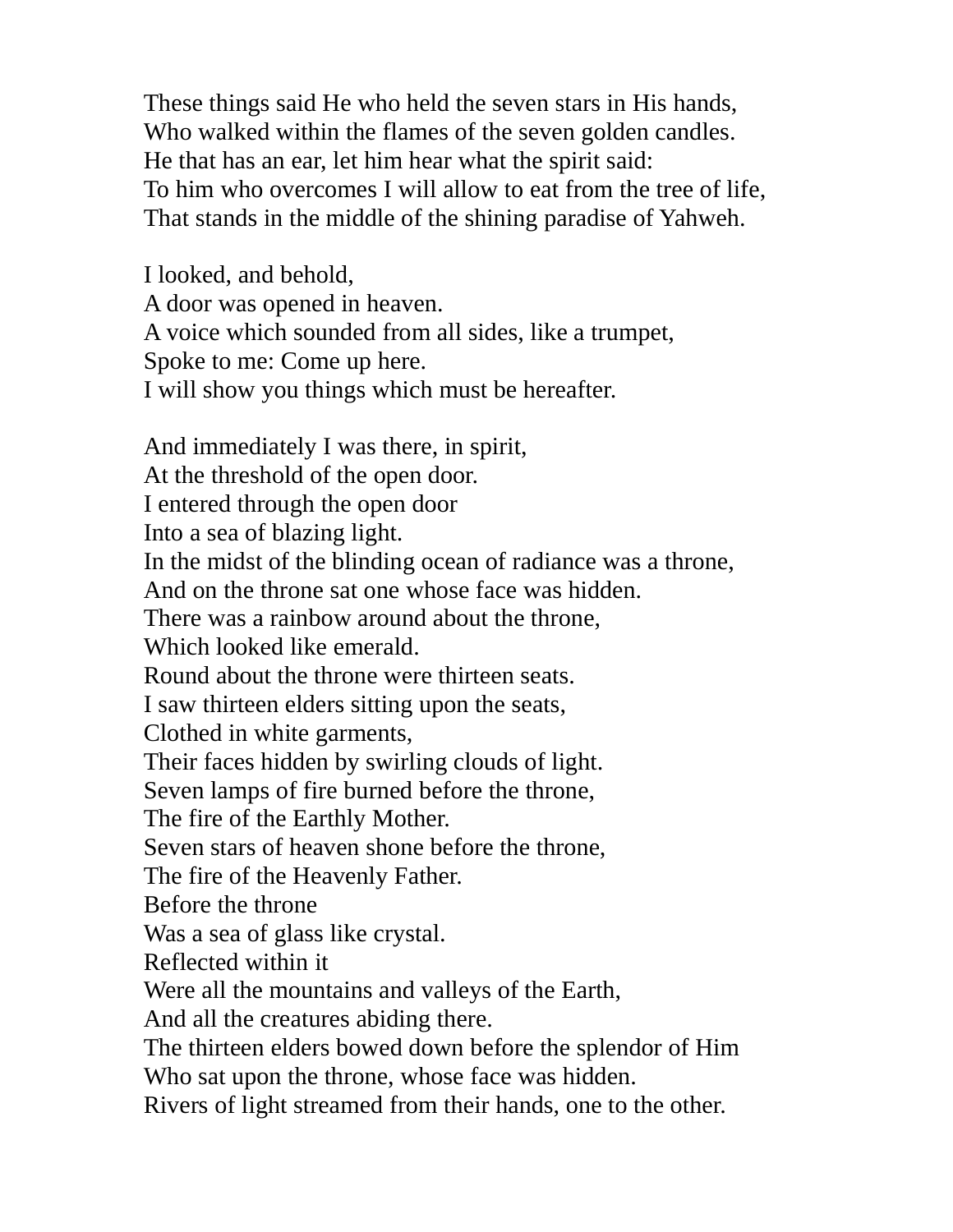These things said He who held the seven stars in His hands,
Who walked within the flames of the seven golden candles.
He that has an ear, let him hear what the spirit said:
To him who overcomes I will allow to eat from the tree of life,
That stands in the middle of the shining paradise of Yahweh.

I looked, and behold,
A door was opened in heaven.
A voice which sounded from all sides, like a trumpet,
Spoke to me: Come up here.
I will show you things which must be hereafter.

And immediately I was there, in spirit,
At the threshold of the open door.
I entered through the open door
Into a sea of blazing light.
In the midst of the blinding ocean of radiance was a throne,
And on the throne sat one whose face was hidden.
There was a rainbow around about the throne,
Which looked like emerald.
Round about the throne were thirteen seats.
I saw thirteen elders sitting upon the seats,
Clothed in white garments,
Their faces hidden by swirling clouds of light.
Seven lamps of fire burned before the throne,
The fire of the Earthly Mother.
Seven stars of heaven shone before the throne,
The fire of the Heavenly Father.
Before the throne
Was a sea of glass like crystal.
Reflected within it
Were all the mountains and valleys of the Earth,
And all the creatures abiding there.
The thirteen elders bowed down before the splendor of Him
Who sat upon the throne, whose face was hidden.
Rivers of light streamed from their hands, one to the other.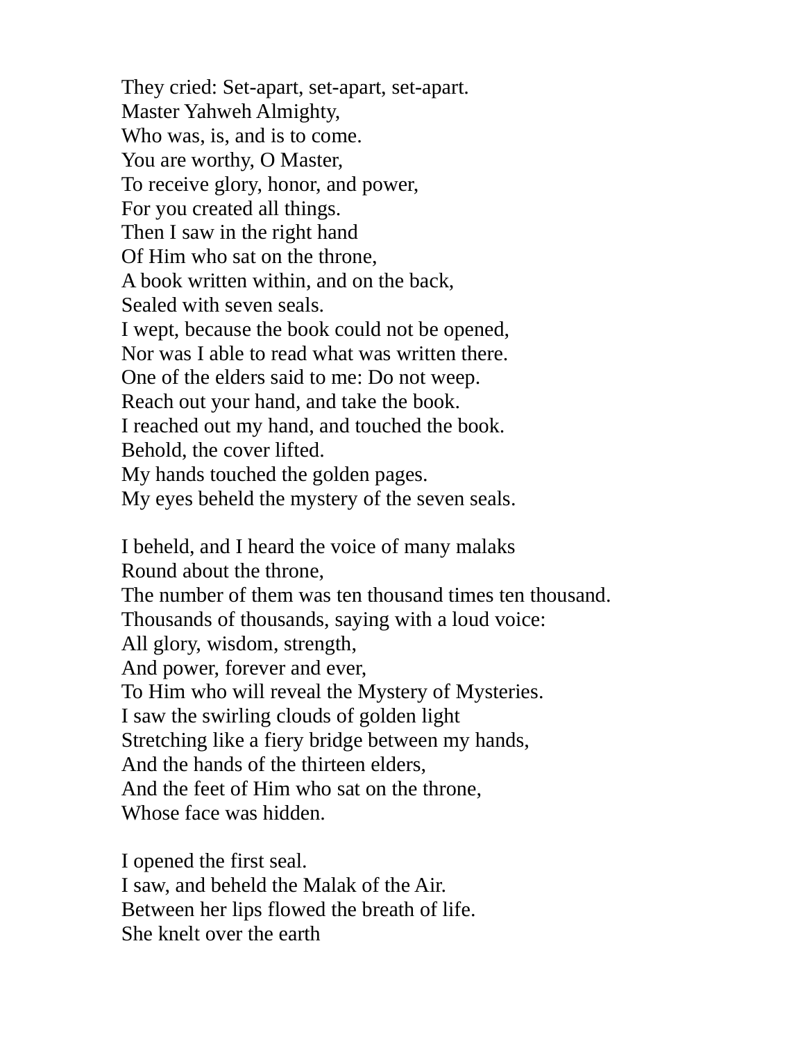They cried: Set-apart, set-apart, set-apart.
Master Yahweh Almighty,
Who was, is, and is to come.
You are worthy, O Master,
To receive glory, honor, and power,
For you created all things.
Then I saw in the right hand
Of Him who sat on the throne,
A book written within, and on the back,
Sealed with seven seals.
I wept, because the book could not be opened,
Nor was I able to read what was written there.
One of the elders said to me: Do not weep.
Reach out your hand, and take the book.
I reached out my hand, and touched the book.
Behold, the cover lifted.
My hands touched the golden pages.
My eyes beheld the mystery of the seven seals.

I beheld, and I heard the voice of many malaks
Round about the throne,
The number of them was ten thousand times ten thousand.
Thousands of thousands, saying with a loud voice:
All glory, wisdom, strength,
And power, forever and ever,
To Him who will reveal the Mystery of Mysteries.
I saw the swirling clouds of golden light
Stretching like a fiery bridge between my hands,
And the hands of the thirteen elders,
And the feet of Him who sat on the throne,
Whose face was hidden.

I opened the first seal.
I saw, and beheld the Malak of the Air.
Between her lips flowed the breath of life.
She knelt over the earth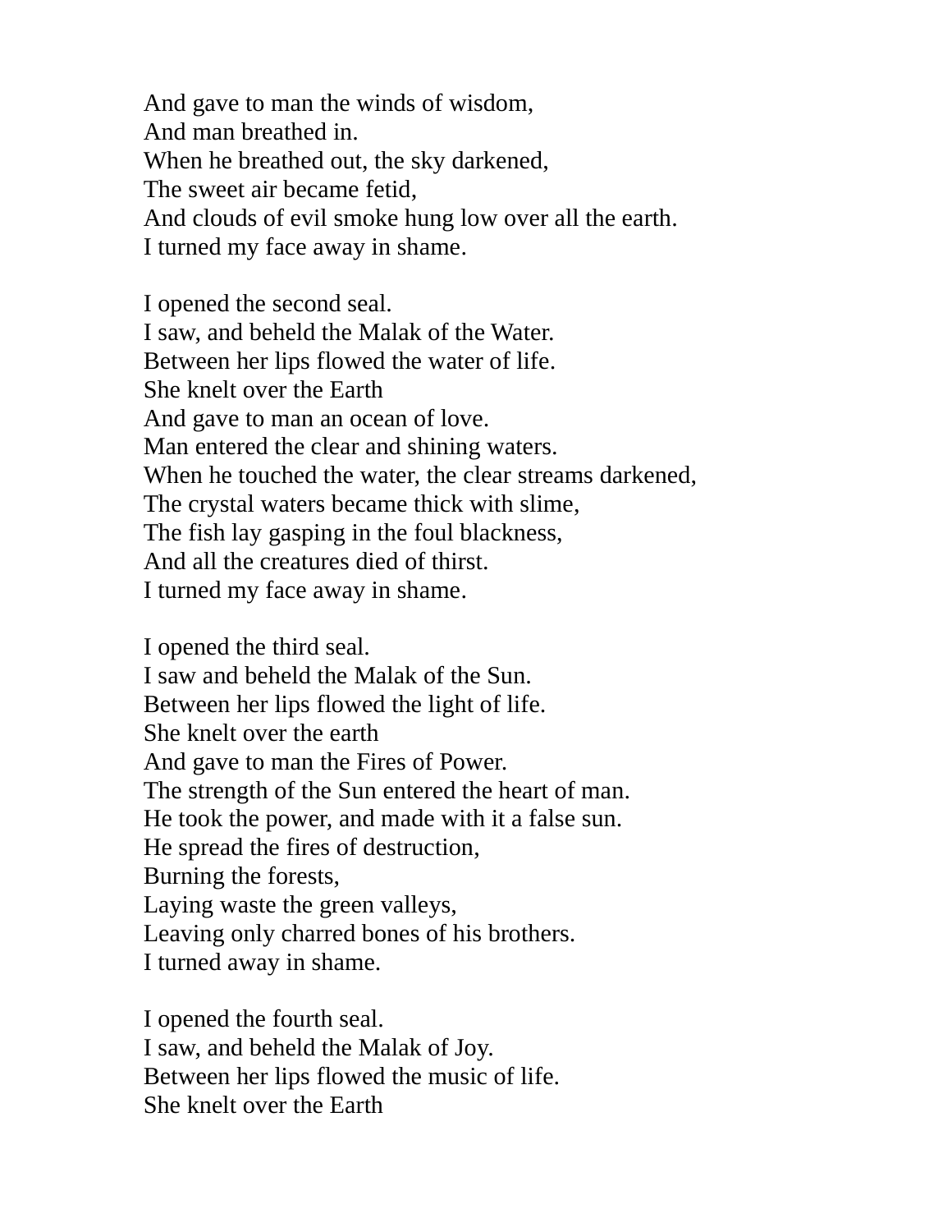And gave to man the winds of wisdom,  
And man breathed in.  
When he breathed out, the sky darkened,  
The sweet air became fetid,  
And clouds of evil smoke hung low over all the earth.  
I turned my face away in shame.

I opened the second seal.  
I saw, and beheld the Malak of the Water.  
Between her lips flowed the water of life.  
She knelt over the Earth  
And gave to man an ocean of love.  
Man entered the clear and shining waters.  
When he touched the water, the clear streams darkened,  
The crystal waters became thick with slime,  
The fish lay gasping in the foul blackness,  
And all the creatures died of thirst.  
I turned my face away in shame.

I opened the third seal.  
I saw and beheld the Malak of the Sun.  
Between her lips flowed the light of life.  
She knelt over the earth  
And gave to man the Fires of Power.  
The strength of the Sun entered the heart of man.  
He took the power, and made with it a false sun.  
He spread the fires of destruction,  
Burning the forests,  
Laying waste the green valleys,  
Leaving only charred bones of his brothers.  
I turned away in shame.

I opened the fourth seal.  
I saw, and beheld the Malak of Joy.  
Between her lips flowed the music of life.  
She knelt over the Earth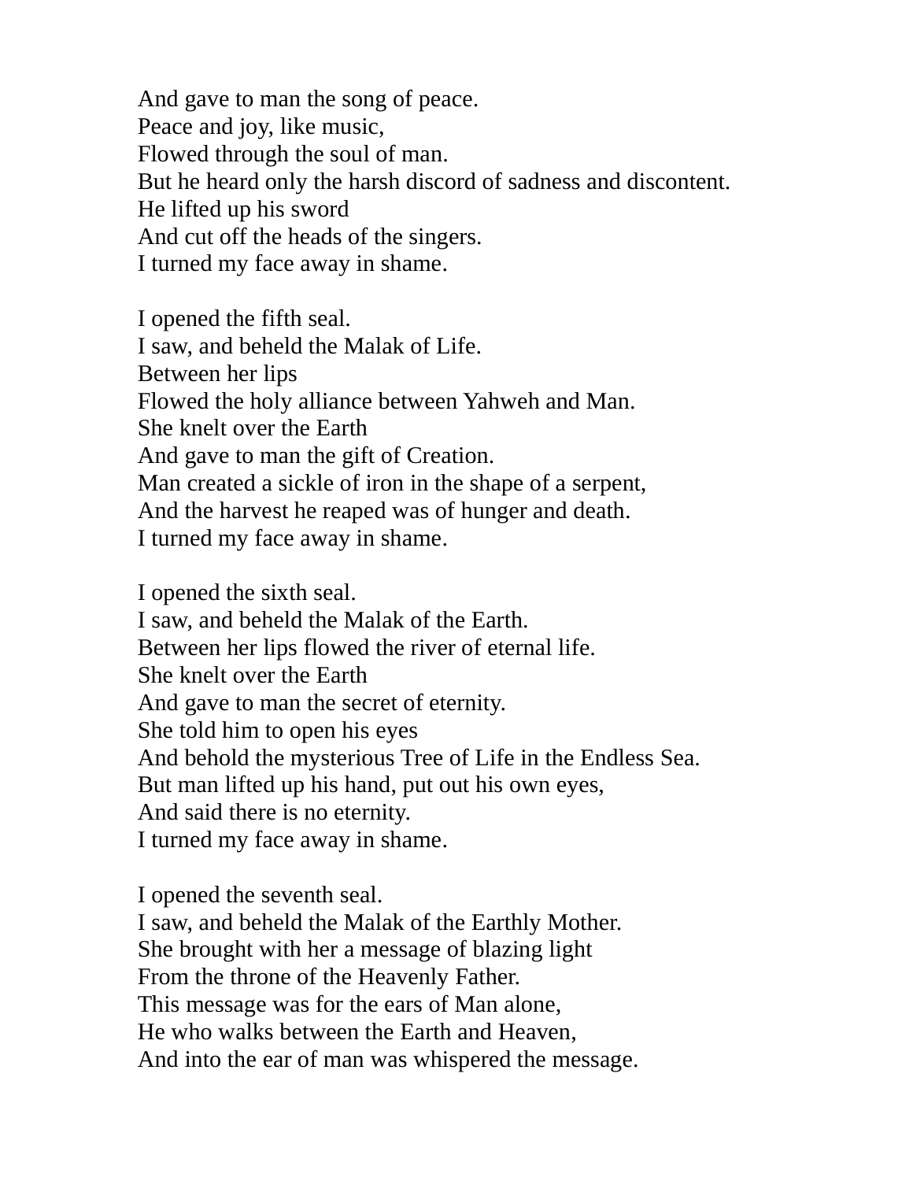And gave to man the song of peace.
Peace and joy, like music,
Flowed through the soul of man.
But he heard only the harsh discord of sadness and discontent.
He lifted up his sword
And cut off the heads of the singers.
I turned my face away in shame.

I opened the fifth seal.
I saw, and beheld the Malak of Life.
Between her lips
Flowed the holy alliance between Yahweh and Man.
She knelt over the Earth
And gave to man the gift of Creation.
Man created a sickle of iron in the shape of a serpent,
And the harvest he reaped was of hunger and death.
I turned my face away in shame.

I opened the sixth seal.
I saw, and beheld the Malak of the Earth.
Between her lips flowed the river of eternal life.
She knelt over the Earth
And gave to man the secret of eternity.
She told him to open his eyes
And behold the mysterious Tree of Life in the Endless Sea.
But man lifted up his hand, put out his own eyes,
And said there is no eternity.
I turned my face away in shame.

I opened the seventh seal.
I saw, and beheld the Malak of the Earthly Mother.
She brought with her a message of blazing light
From the throne of the Heavenly Father.
This message was for the ears of Man alone,
He who walks between the Earth and Heaven,
And into the ear of man was whispered the message.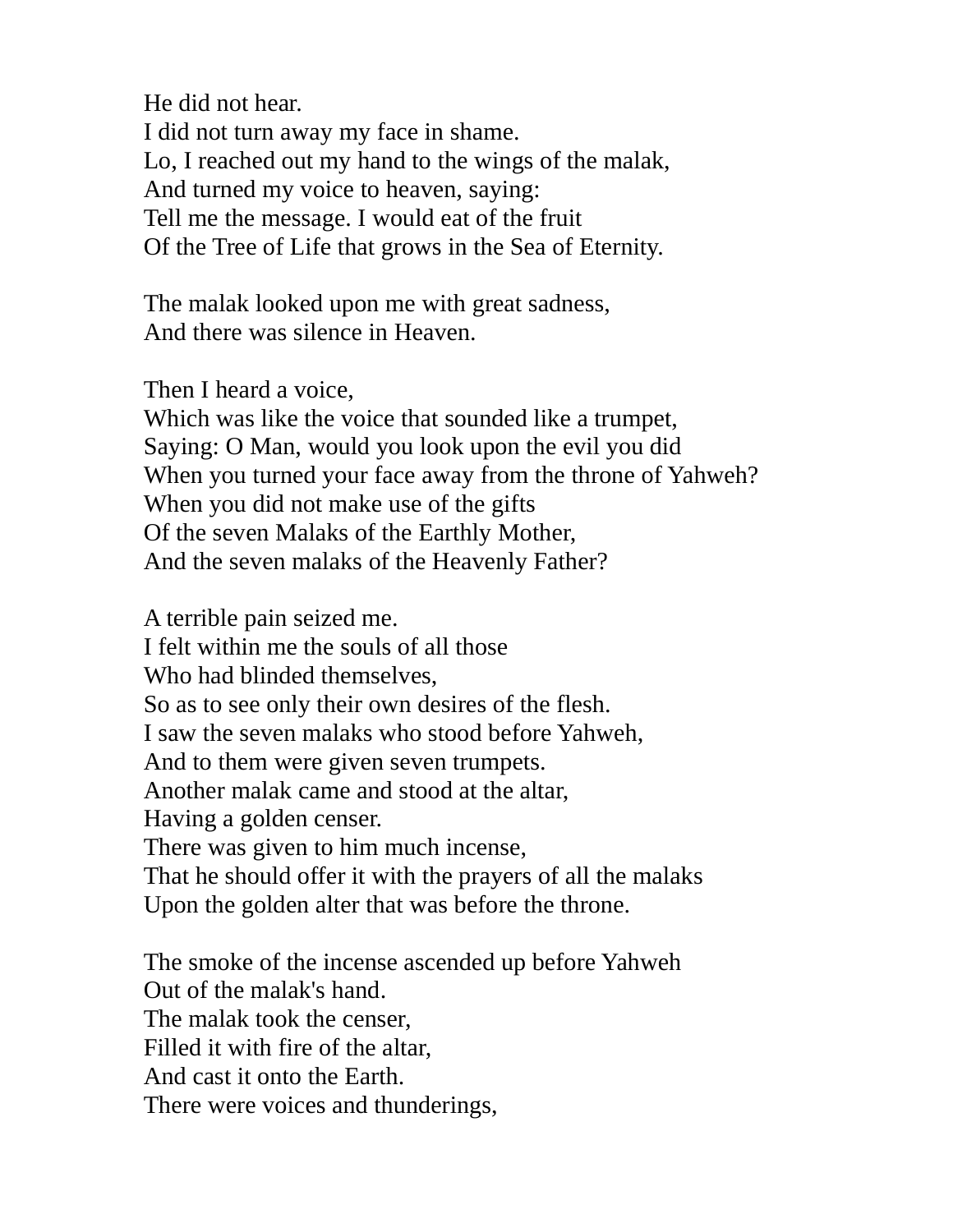He did not hear.
I did not turn away my face in shame.
Lo, I reached out my hand to the wings of the malak,
And turned my voice to heaven, saying:
Tell me the message. I would eat of the fruit
Of the Tree of Life that grows in the Sea of Eternity.

The malak looked upon me with great sadness,
And there was silence in Heaven.

Then I heard a voice,
Which was like the voice that sounded like a trumpet,
Saying: O Man, would you look upon the evil you did
When you turned your face away from the throne of Yahweh?
When you did not make use of the gifts
Of the seven Malaks of the Earthly Mother,
And the seven malaks of the Heavenly Father?

A terrible pain seized me.
I felt within me the souls of all those
Who had blinded themselves,
So as to see only their own desires of the flesh.
I saw the seven malaks who stood before Yahweh,
And to them were given seven trumpets.
Another malak came and stood at the altar,
Having a golden censer.
There was given to him much incense,
That he should offer it with the prayers of all the malaks
Upon the golden alter that was before the throne.

The smoke of the incense ascended up before Yahweh
Out of the malak's hand.
The malak took the censer,
Filled it with fire of the altar,
And cast it onto the Earth.
There were voices and thunderings,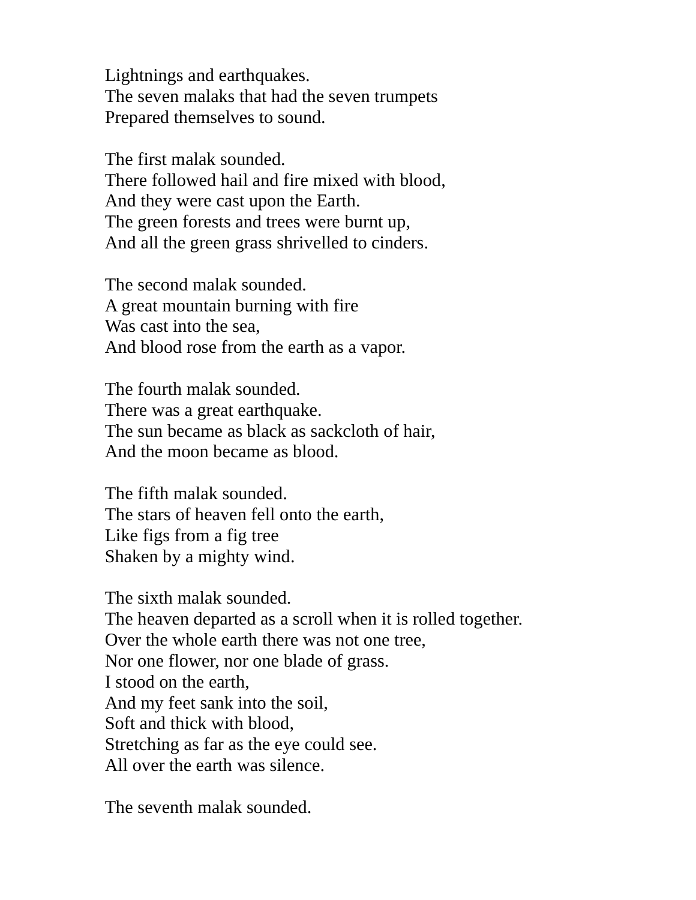Lightnings and earthquakes.
The seven malaks that had the seven trumpets
Prepared themselves to sound.

The first malak sounded.
There followed hail and fire mixed with blood,
And they were cast upon the Earth.
The green forests and trees were burnt up,
And all the green grass shrivelled to cinders.

The second malak sounded.
A great mountain burning with fire
Was cast into the sea,
And blood rose from the earth as a vapor.

The fourth malak sounded.
There was a great earthquake.
The sun became as black as sackcloth of hair,
And the moon became as blood.

The fifth malak sounded.
The stars of heaven fell onto the earth,
Like figs from a fig tree
Shaken by a mighty wind.

The sixth malak sounded.
The heaven departed as a scroll when it is rolled together.
Over the whole earth there was not one tree,
Nor one flower, nor one blade of grass.
I stood on the earth,
And my feet sank into the soil,
Soft and thick with blood,
Stretching as far as the eye could see.
All over the earth was silence.

The seventh malak sounded.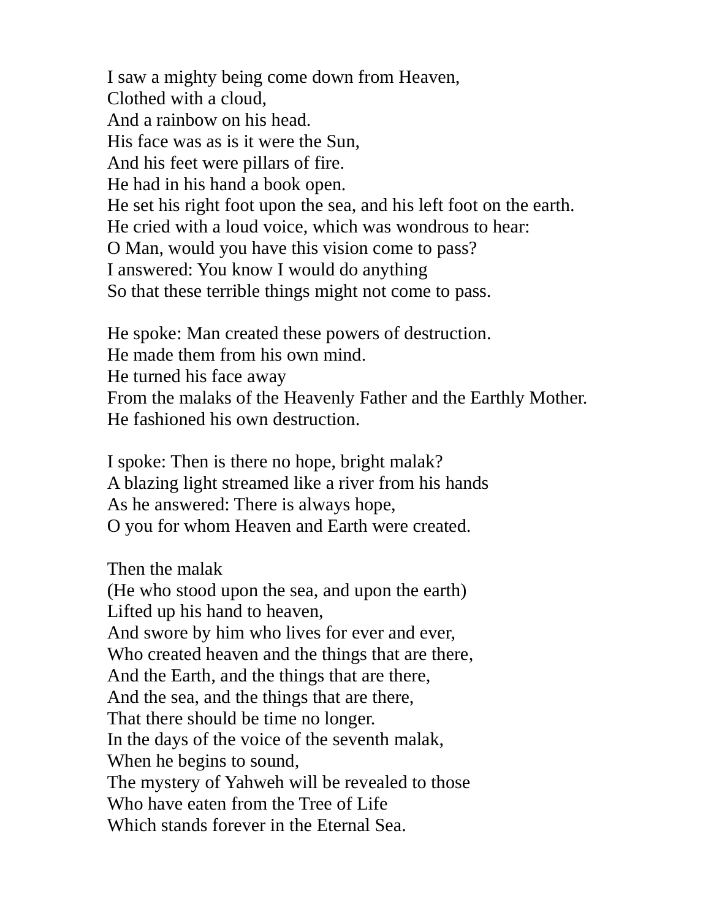I saw a mighty being come down from Heaven,  
Clothed with a cloud,  
And a rainbow on his head.  
His face was as is it were the Sun,  
And his feet were pillars of fire.  
He had in his hand a book open.  
He set his right foot upon the sea, and his left foot on the earth.  
He cried with a loud voice, which was wondrous to hear:  
O Man, would you have this vision come to pass?  
I answered: You know I would do anything  
So that these terrible things might not come to pass.

He spoke: Man created these powers of destruction.  
He made them from his own mind.  
He turned his face away  
From the malaks of the Heavenly Father and the Earthly Mother.  
He fashioned his own destruction.

I spoke: Then is there no hope, bright malak?  
A blazing light streamed like a river from his hands  
As he answered: There is always hope,  
O you for whom Heaven and Earth were created.

Then the malak  
(He who stood upon the sea, and upon the earth)  
Lifted up his hand to heaven,  
And swore by him who lives for ever and ever,  
Who created heaven and the things that are there,  
And the Earth, and the things that are there,  
And the sea, and the things that are there,  
That there should be time no longer.  
In the days of the voice of the seventh malak,  
When he begins to sound,  
The mystery of Yahweh will be revealed to those  
Who have eaten from the Tree of Life  
Which stands forever in the Eternal Sea.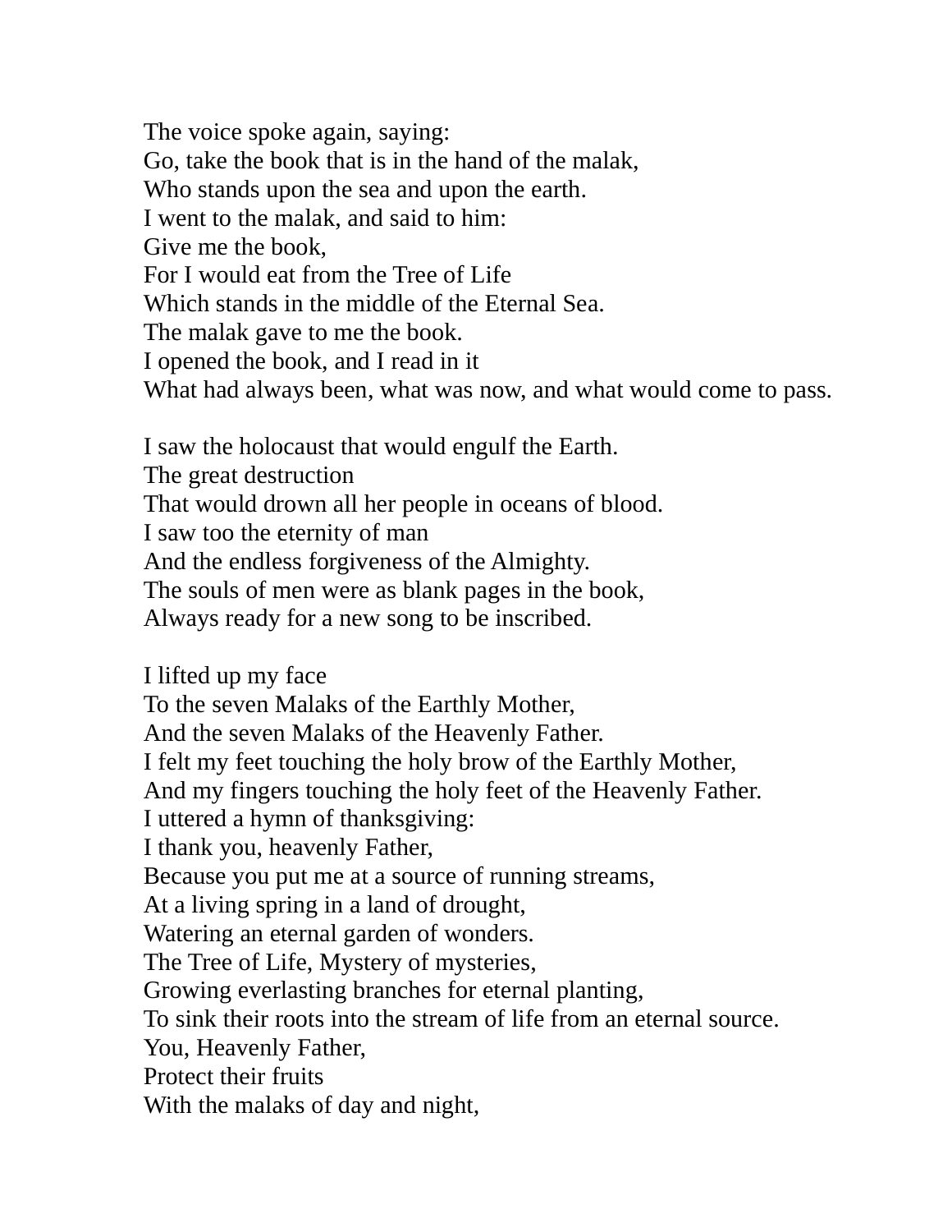The voice spoke again, saying:
Go, take the book that is in the hand of the malak,
Who stands upon the sea and upon the earth.
I went to the malak, and said to him:
Give me the book,
For I would eat from the Tree of Life
Which stands in the middle of the Eternal Sea.
The malak gave to me the book.
I opened the book, and I read in it
What had always been, what was now, and what would come to pass.

I saw the holocaust that would engulf the Earth.
The great destruction
That would drown all her people in oceans of blood.
I saw too the eternity of man
And the endless forgiveness of the Almighty.
The souls of men were as blank pages in the book,
Always ready for a new song to be inscribed.

I lifted up my face
To the seven Malaks of the Earthly Mother,
And the seven Malaks of the Heavenly Father.
I felt my feet touching the holy brow of the Earthly Mother,
And my fingers touching the holy feet of the Heavenly Father.
I uttered a hymn of thanksgiving:
I thank you, heavenly Father,
Because you put me at a source of running streams,
At a living spring in a land of drought,
Watering an eternal garden of wonders.
The Tree of Life, Mystery of mysteries,
Growing everlasting branches for eternal planting,
To sink their roots into the stream of life from an eternal source.
You, Heavenly Father,
Protect their fruits
With the malaks of day and night,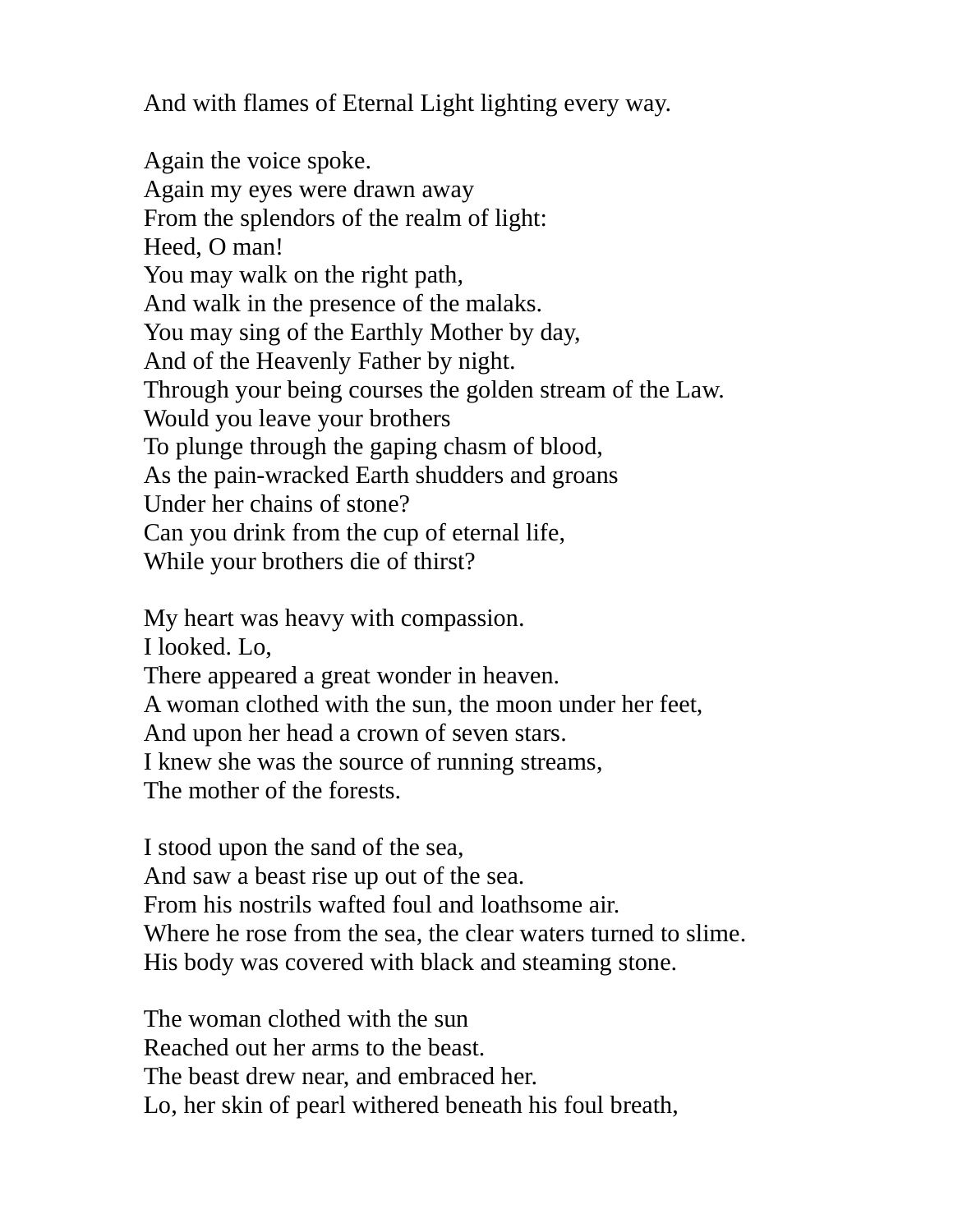And with flames of Eternal Light lighting every way.

Again the voice spoke.
Again my eyes were drawn away
From the splendors of the realm of light:
Heed, O man!
You may walk on the right path,
And walk in the presence of the malaks.
You may sing of the Earthly Mother by day,
And of the Heavenly Father by night.
Through your being courses the golden stream of the Law.
Would you leave your brothers
To plunge through the gaping chasm of blood,
As the pain-wracked Earth shudders and groans
Under her chains of stone?
Can you drink from the cup of eternal life,
While your brothers die of thirst?

My heart was heavy with compassion.
I looked. Lo,
There appeared a great wonder in heaven.
A woman clothed with the sun, the moon under her feet,
And upon her head a crown of seven stars.
I knew she was the source of running streams,
The mother of the forests.

I stood upon the sand of the sea,
And saw a beast rise up out of the sea.
From his nostrils wafted foul and loathsome air.
Where he rose from the sea, the clear waters turned to slime.
His body was covered with black and steaming stone.

The woman clothed with the sun
Reached out her arms to the beast.
The beast drew near, and embraced her.
Lo, her skin of pearl withered beneath his foul breath,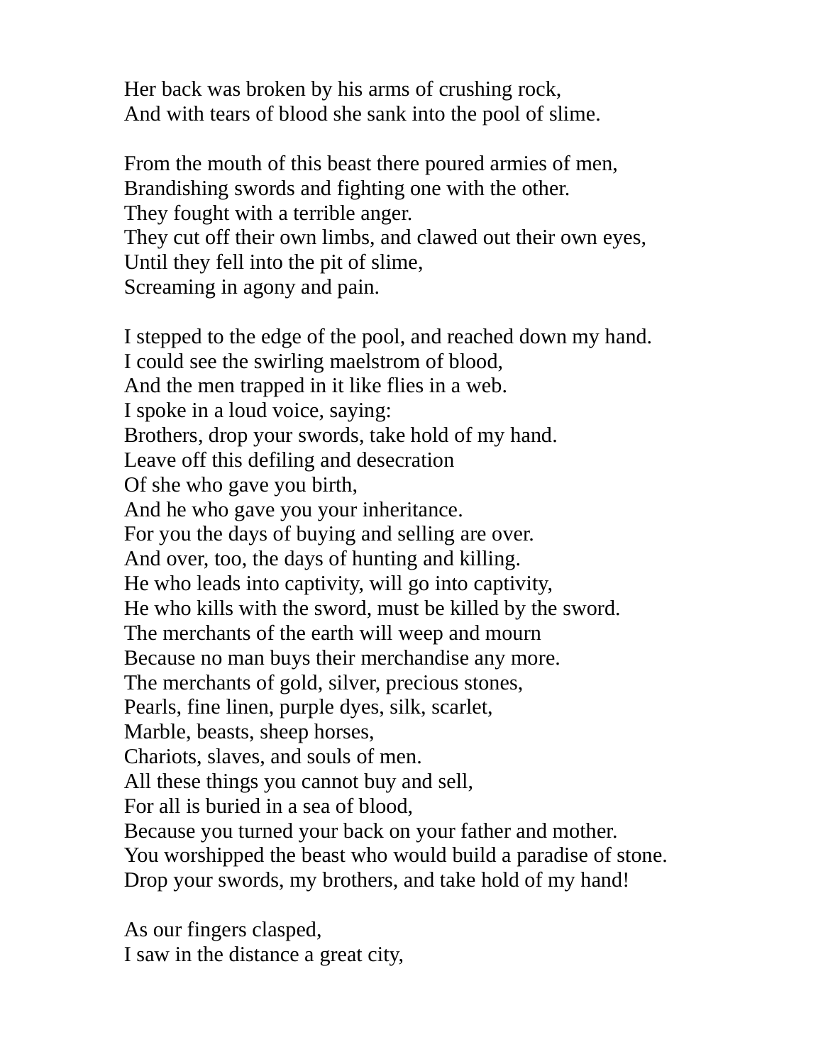Her back was broken by his arms of crushing rock,
And with tears of blood she sank into the pool of slime.

From the mouth of this beast there poured armies of men,
Brandishing swords and fighting one with the other.
They fought with a terrible anger.
They cut off their own limbs, and clawed out their own eyes,
Until they fell into the pit of slime,
Screaming in agony and pain.

I stepped to the edge of the pool, and reached down my hand.
I could see the swirling maelstrom of blood,
And the men trapped in it like flies in a web.
I spoke in a loud voice, saying:
Brothers, drop your swords, take hold of my hand.
Leave off this defiling and desecration
Of she who gave you birth,
And he who gave you your inheritance.
For you the days of buying and selling are over.
And over, too, the days of hunting and killing.
He who leads into captivity, will go into captivity,
He who kills with the sword, must be killed by the sword.
The merchants of the earth will weep and mourn
Because no man buys their merchandise any more.
The merchants of gold, silver, precious stones,
Pearls, fine linen, purple dyes, silk, scarlet,
Marble, beasts, sheep horses,
Chariots, slaves, and souls of men.
All these things you cannot buy and sell,
For all is buried in a sea of blood,
Because you turned your back on your father and mother.
You worshipped the beast who would build a paradise of stone.
Drop your swords, my brothers, and take hold of my hand!

As our fingers clasped,
I saw in the distance a great city,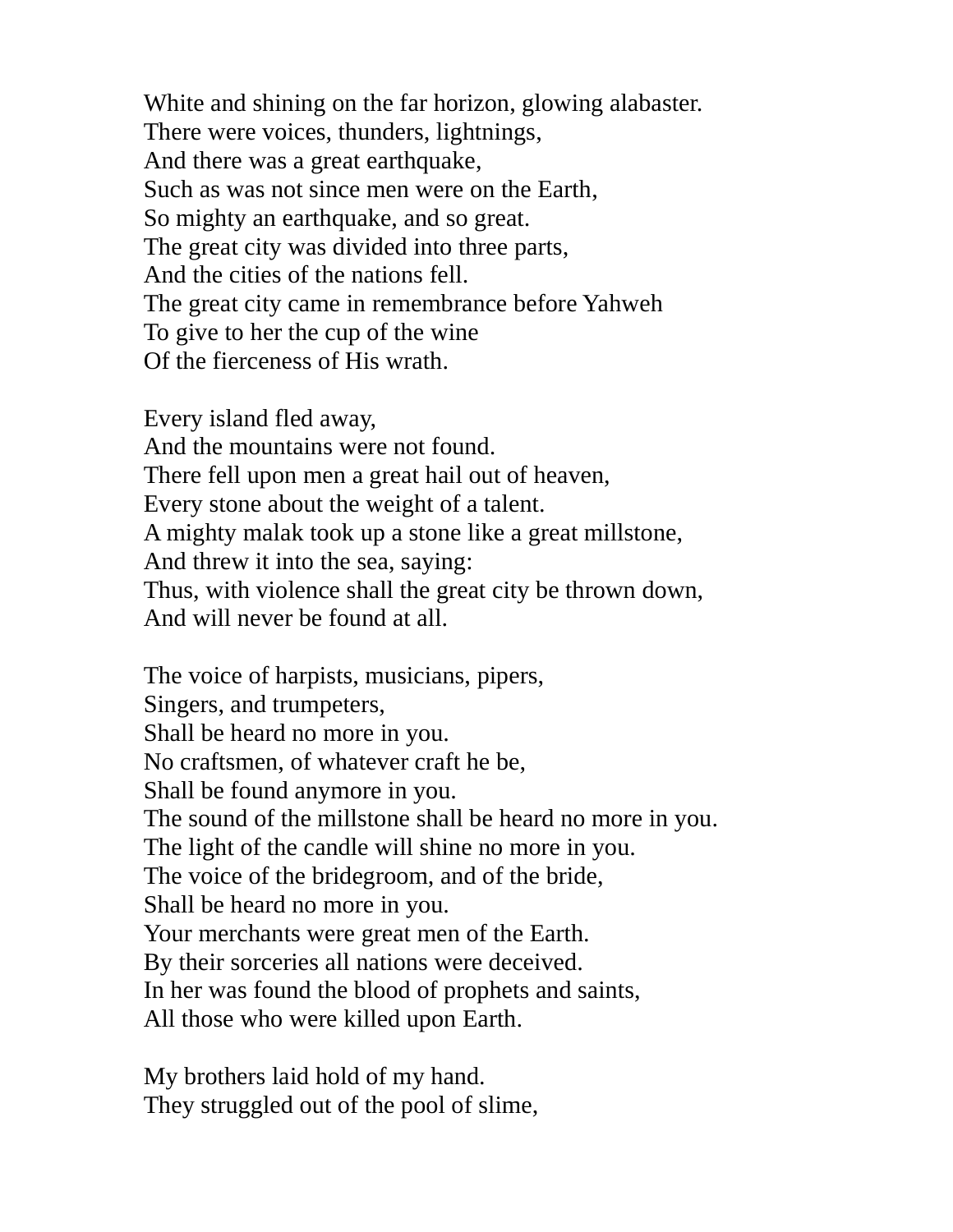White and shining on the far horizon, glowing alabaster.  
There were voices, thunders, lightnings,  
And there was a great earthquake,  
Such as was not since men were on the Earth,  
So mighty an earthquake, and so great.  
The great city was divided into three parts,  
And the cities of the nations fell.  
The great city came in remembrance before Yahweh  
To give to her the cup of the wine  
Of the fierceness of His wrath.

Every island fled away,  
And the mountains were not found.  
There fell upon men a great hail out of heaven,  
Every stone about the weight of a talent.  
A mighty malak took up a stone like a great millstone,  
And threw it into the sea, saying:  
Thus, with violence shall the great city be thrown down,  
And will never be found at all.

The voice of harpists, musicians, pipers,  
Singers, and trumpeters,  
Shall be heard no more in you.  
No craftsmen, of whatever craft he be,  
Shall be found anymore in you.  
The sound of the millstone shall be heard no more in you.  
The light of the candle will shine no more in you.  
The voice of the bridegroom, and of the bride,  
Shall be heard no more in you.  
Your merchants were great men of the Earth.  
By their sorceries all nations were deceived.  
In her was found the blood of prophets and saints,  
All those who were killed upon Earth.

My brothers laid hold of my hand.  
They struggled out of the pool of slime,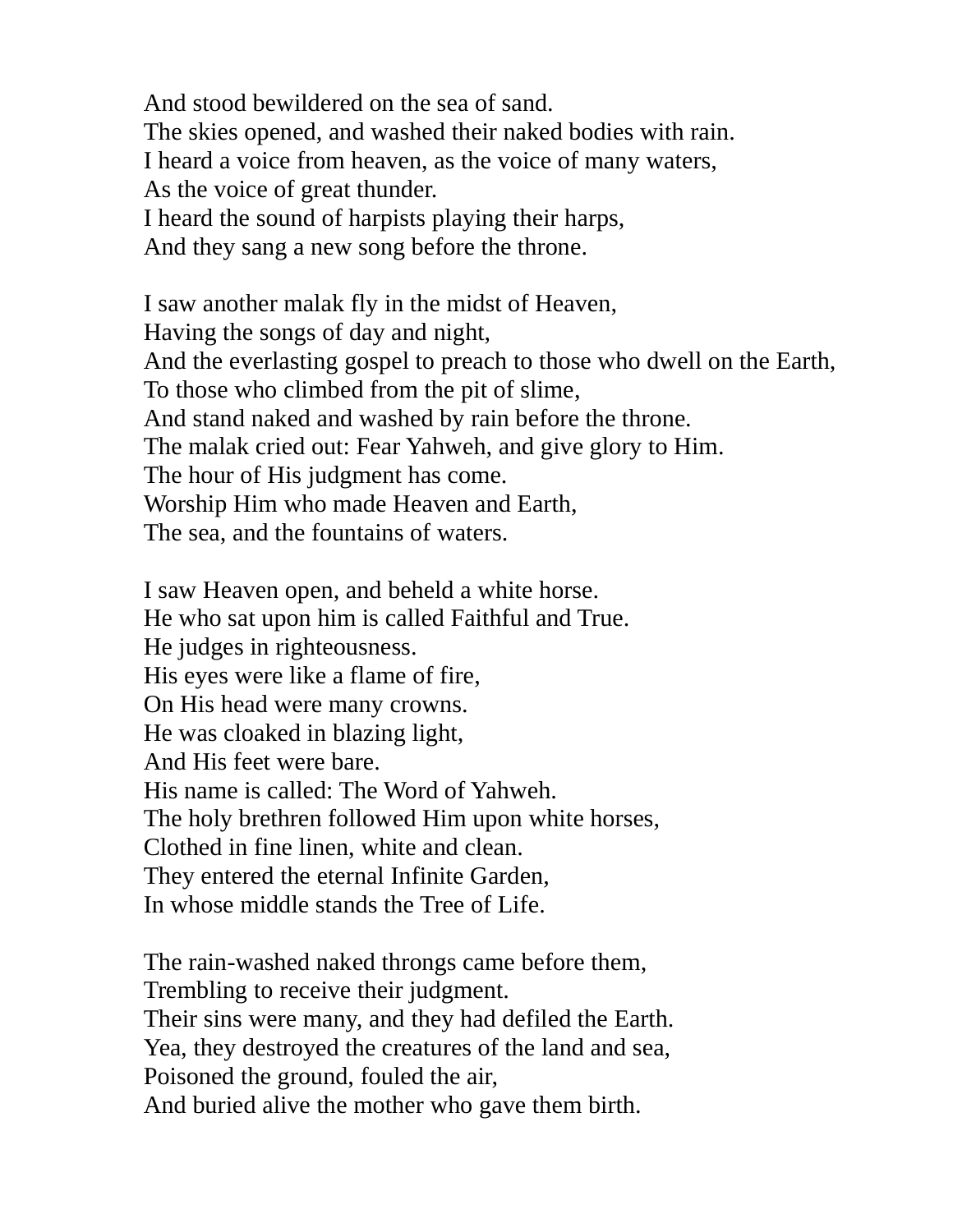And stood bewildered on the sea of sand.  
The skies opened, and washed their naked bodies with rain.  
I heard a voice from heaven, as the voice of many waters,  
As the voice of great thunder.  
I heard the sound of harpists playing their harps,  
And they sang a new song before the throne.

I saw another malak fly in the midst of Heaven,  
Having the songs of day and night,  
And the everlasting gospel to preach to those who dwell on the Earth,  
To those who climbed from the pit of slime,  
And stand naked and washed by rain before the throne.  
The malak cried out: Fear Yahweh, and give glory to Him.  
The hour of His judgment has come.  
Worship Him who made Heaven and Earth,  
The sea, and the fountains of waters.

I saw Heaven open, and beheld a white horse.  
He who sat upon him is called Faithful and True.  
He judges in righteousness.  
His eyes were like a flame of fire,  
On His head were many crowns.  
He was cloaked in blazing light,  
And His feet were bare.  
His name is called: The Word of Yahweh.  
The holy brethren followed Him upon white horses,  
Clothed in fine linen, white and clean.  
They entered the eternal Infinite Garden,  
In whose middle stands the Tree of Life.

The rain-washed naked throngs came before them,  
Trembling to receive their judgment.  
Their sins were many, and they had defiled the Earth.  
Yea, they destroyed the creatures of the land and sea,  
Poisoned the ground, fouled the air,  
And buried alive the mother who gave them birth.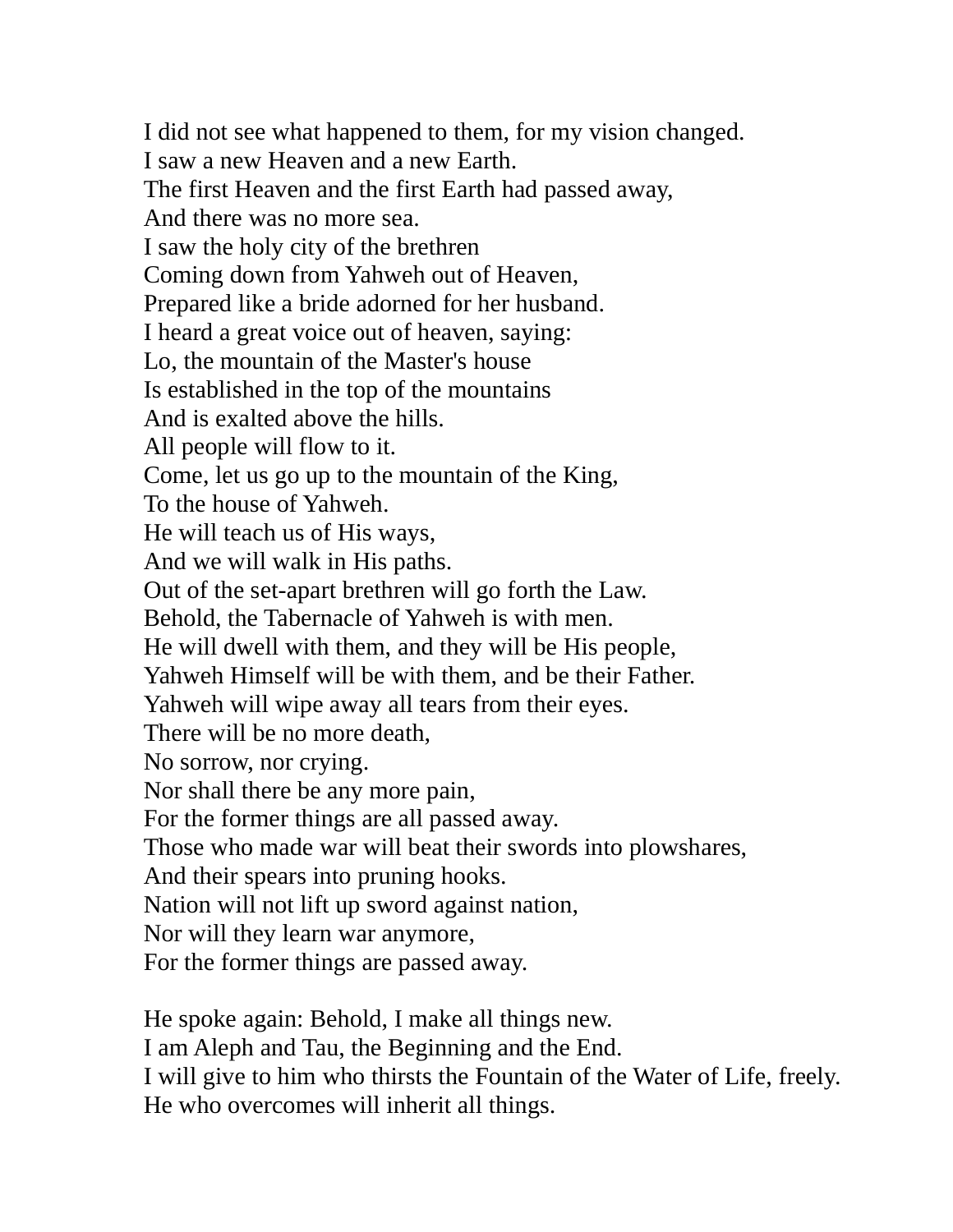I did not see what happened to them, for my vision changed.  
I saw a new Heaven and a new Earth.  
The first Heaven and the first Earth had passed away,  
And there was no more sea.  
I saw the holy city of the brethren  
Coming down from Yahweh out of Heaven,  
Prepared like a bride adorned for her husband.  
I heard a great voice out of heaven, saying:  
Lo, the mountain of the Master's house  
Is established in the top of the mountains  
And is exalted above the hills.  
All people will flow to it.  
Come, let us go up to the mountain of the King,  
To the house of Yahweh.  
He will teach us of His ways,  
And we will walk in His paths.  
Out of the set-apart brethren will go forth the Law.  
Behold, the Tabernacle of Yahweh is with men.  
He will dwell with them, and they will be His people,  
Yahweh Himself will be with them, and be their Father.  
Yahweh will wipe away all tears from their eyes.  
There will be no more death,  
No sorrow, nor crying.  
Nor shall there be any more pain,  
For the former things are all passed away.  
Those who made war will beat their swords into plowshares,  
And their spears into pruning hooks.  
Nation will not lift up sword against nation,  
Nor will they learn war anymore,  
For the former things are passed away.

He spoke again: Behold, I make all things new.  
I am Aleph and Tau, the Beginning and the End.  
I will give to him who thirsts the Fountain of the Water of Life, freely.  
He who overcomes will inherit all things.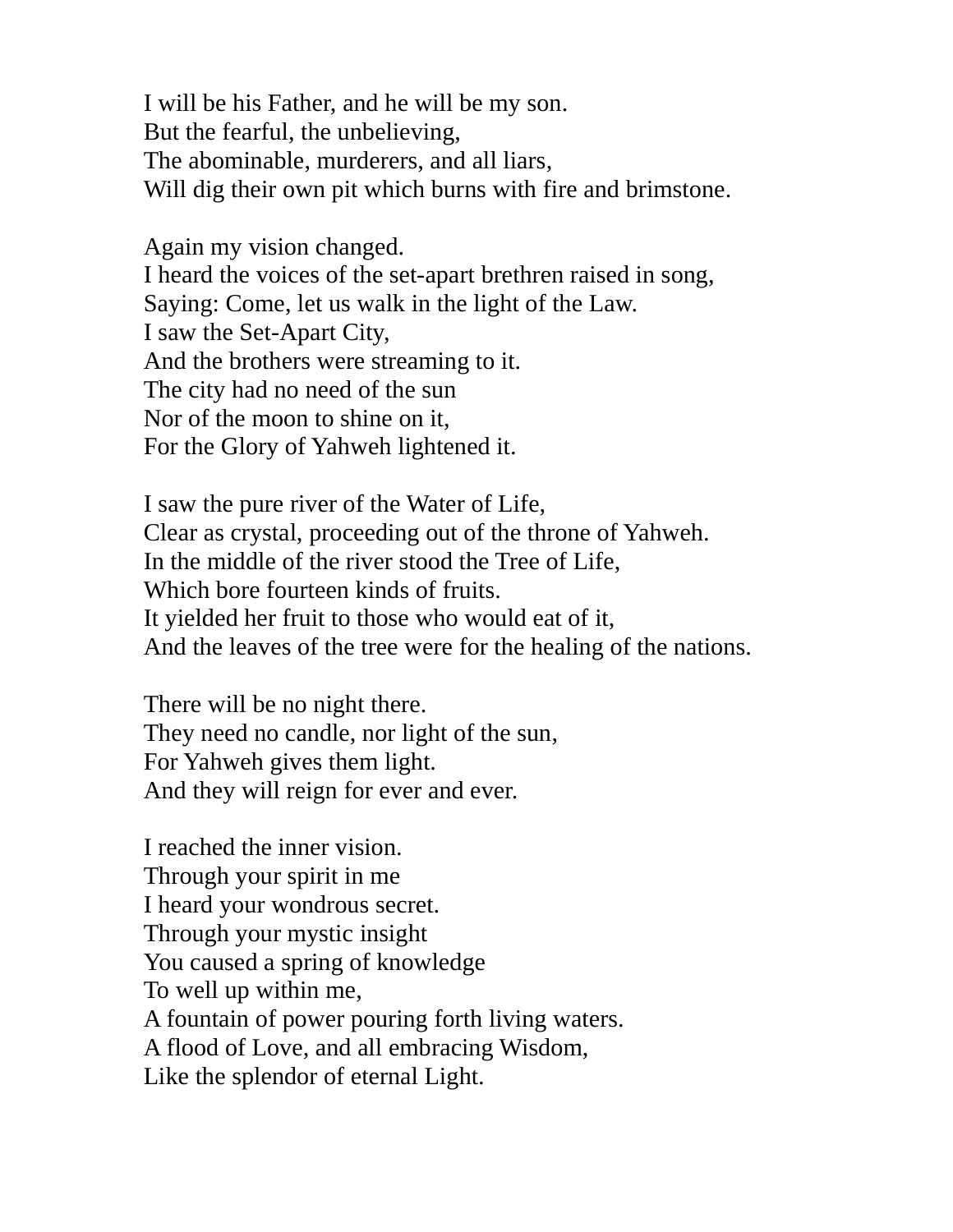I will be his Father, and he will be my son.
But the fearful, the unbelieving,
The abominable, murderers, and all liars,
Will dig their own pit which burns with fire and brimstone.

Again my vision changed.
I heard the voices of the set-apart brethren raised in song,
Saying: Come, let us walk in the light of the Law.
I saw the Set-Apart City,
And the brothers were streaming to it.
The city had no need of the sun
Nor of the moon to shine on it,
For the Glory of Yahweh lightened it.

I saw the pure river of the Water of Life,
Clear as crystal, proceeding out of the throne of Yahweh.
In the middle of the river stood the Tree of Life,
Which bore fourteen kinds of fruits.
It yielded her fruit to those who would eat of it,
And the leaves of the tree were for the healing of the nations.

There will be no night there.
They need no candle, nor light of the sun,
For Yahweh gives them light.
And they will reign for ever and ever.

I reached the inner vision.
Through your spirit in me
I heard your wondrous secret.
Through your mystic insight
You caused a spring of knowledge
To well up within me,
A fountain of power pouring forth living waters.
A flood of Love, and all embracing Wisdom,
Like the splendor of eternal Light.